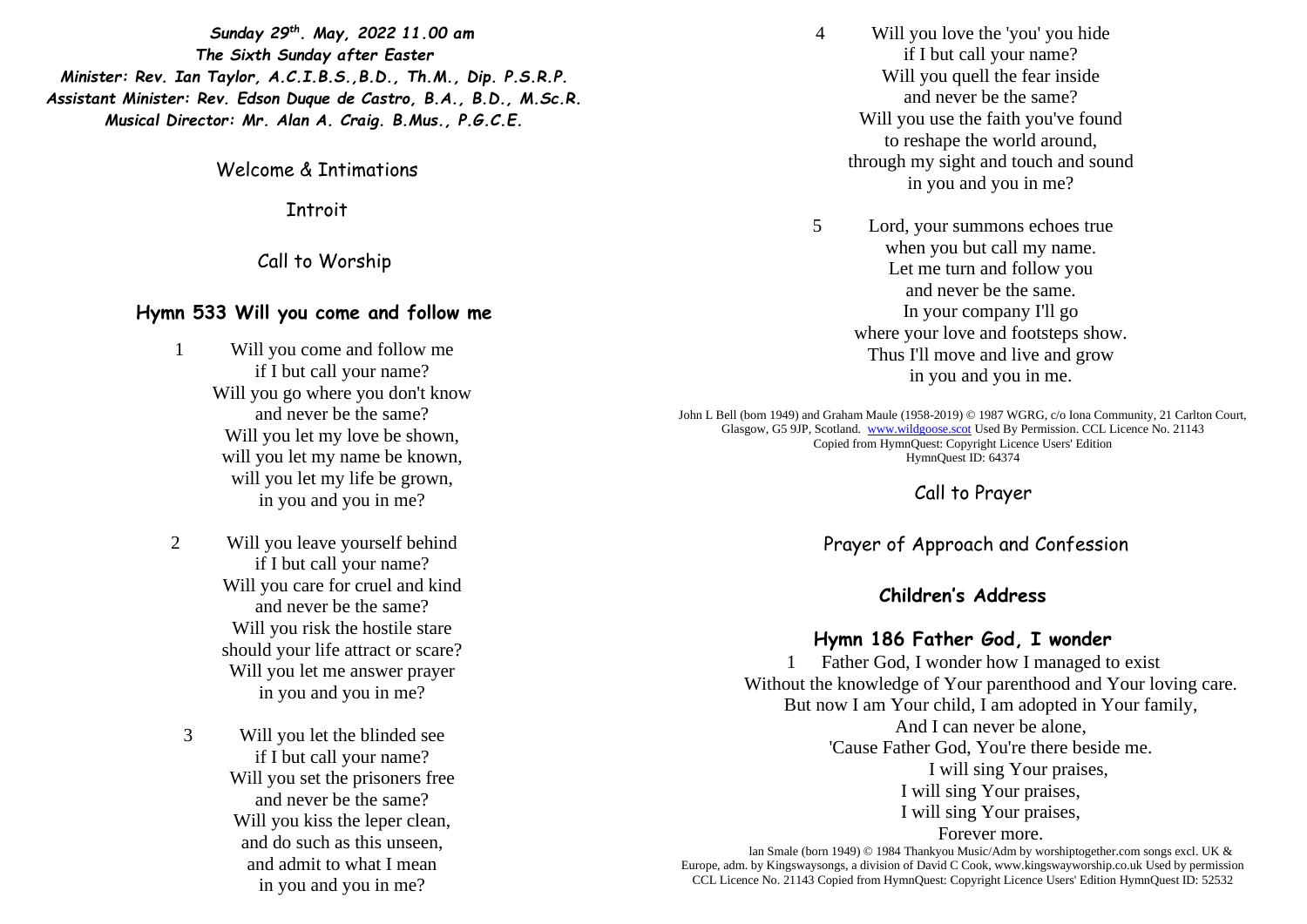***Sunday 29th. May, 2022 11.00 am***
***The Sixth Sunday after Easter***
***Minister: Rev. Ian Taylor, A.C.I.B.S.,B.D., Th.M., Dip. P.S.R.P.***
***Assistant Minister: Rev. Edson Duque de Castro, B.A., B.D., M.Sc.R.***
***Musical Director: Mr. Alan A. Craig. B.Mus., P.G.C.E.***

Welcome & Intimations

Introit

Call to Worship

### Hymn 533 Will you come and follow me

1 Will you come and follow me
if I but call your name?
Will you go where you don't know
and never be the same?
Will you let my love be shown,
will you let my name be known,
will you let my life be grown,
in you and you in me?

2 Will you leave yourself behind
if I but call your name?
Will you care for cruel and kind
and never be the same?
Will you risk the hostile stare
should your life attract or scare?
Will you let me answer prayer
in you and you in me?

3 Will you let the blinded see
if I but call your name?
Will you set the prisoners free
and never be the same?
Will you kiss the leper clean,
and do such as this unseen,
and admit to what I mean
in you and you in me?

4 Will you love the 'you' you hide
if I but call your name?
Will you quell the fear inside
and never be the same?
Will you use the faith you've found
to reshape the world around,
through my sight and touch and sound
in you and you in me?

5 Lord, your summons echoes true
when you but call my name.
Let me turn and follow you
and never be the same.
In your company I'll go
where your love and footsteps show.
Thus I'll move and live and grow
in you and you in me.

John L Bell (born 1949) and Graham Maule (1958-2019) © 1987 WGRG, c/o Iona Community, 21 Carlton Court, Glasgow, G5 9JP, Scotland. www.wildgoose.scot Used By Permission. CCL Licence No. 21143
Copied from HymnQuest: Copyright Licence Users' Edition
HymnQuest ID: 64374

Call to Prayer

Prayer of Approach and Confession

**Children's Address**

### Hymn 186 Father God, I wonder

1 Father God, I wonder how I managed to exist
Without the knowledge of Your parenthood and Your loving care.
But now I am Your child, I am adopted in Your family,
And I can never be alone,
'Cause Father God, You're there beside me.
I will sing Your praises,
I will sing Your praises,
I will sing Your praises,
Forever more.

Ian Smale (born 1949) © 1984 Thankyou Music/Adm by worshiptogether.com songs excl. UK & Europe, adm. by Kingswaysongs, a division of David C Cook, www.kingswayworship.co.uk Used by permission CCL Licence No. 21143 Copied from HymnQuest: Copyright Licence Users' Edition HymnQuest ID: 52532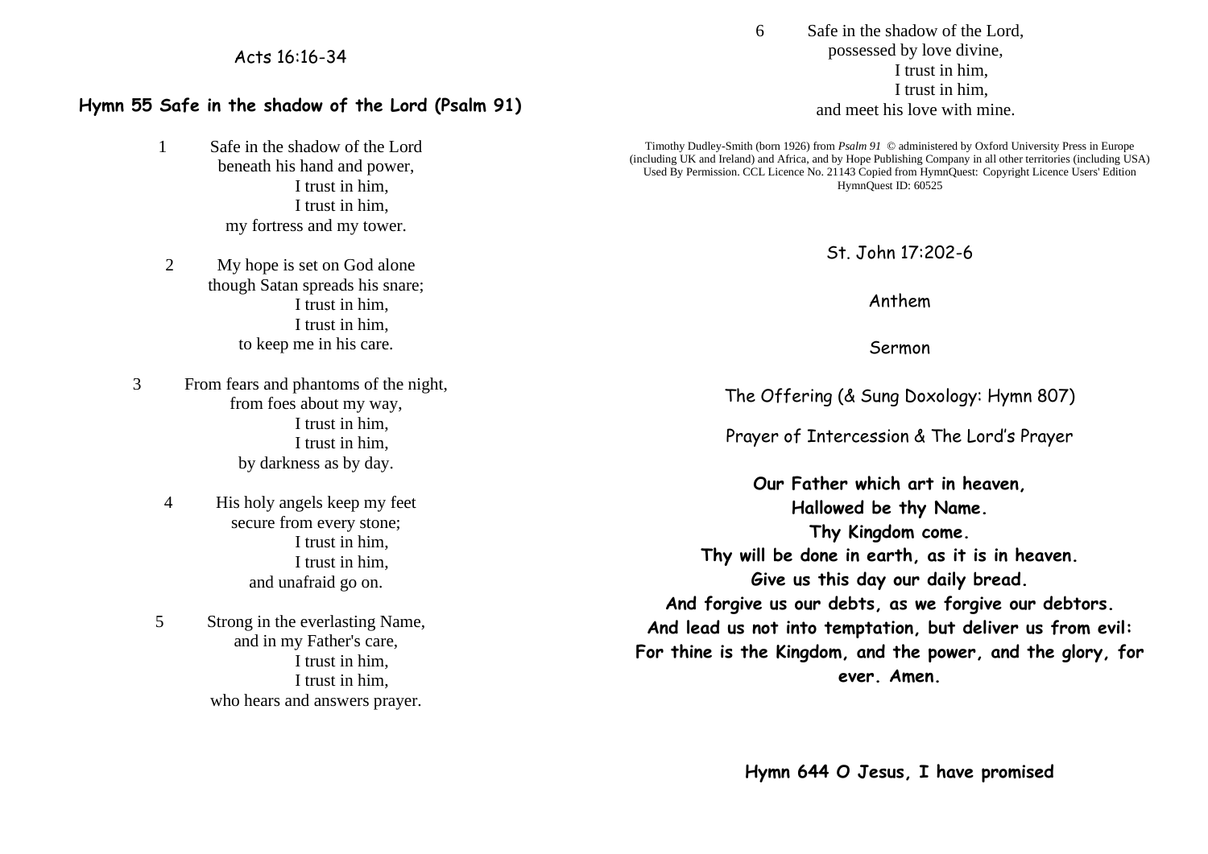Acts 16:16-34

## Hymn 55 Safe in the shadow of the Lord (Psalm 91)

1 Safe in the shadow of the Lord
beneath his hand and power,
I trust in him,
I trust in him,
my fortress and my tower.

2 My hope is set on God alone
though Satan spreads his snare;
I trust in him,
I trust in him,
to keep me in his care.

3 From fears and phantoms of the night,
from foes about my way,
I trust in him,
I trust in him,
by darkness as by day.

4 His holy angels keep my feet
secure from every stone;
I trust in him,
I trust in him,
and unafraid go on.

5 Strong in the everlasting Name,
and in my Father's care,
I trust in him,
I trust in him,
who hears and answers prayer.

6 Safe in the shadow of the Lord,
possessed by love divine,
I trust in him,
I trust in him,
and meet his love with mine.

Timothy Dudley-Smith (born 1926) from *Psalm 91* © administered by Oxford University Press in Europe (including UK and Ireland) and Africa, and by Hope Publishing Company in all other territories (including USA) Used By Permission. CCL Licence No. 21143 Copied from HymnQuest: Copyright Licence Users' Edition HymnQuest ID: 60525

St. John 17:202-6

Anthem

Sermon

The Offering (& Sung Doxology: Hymn 807)

Prayer of Intercession & The Lord's Prayer

**Our Father which art in heaven,**
**Hallowed be thy Name.**
**Thy Kingdom come.**
**Thy will be done in earth, as it is in heaven.**
**Give us this day our daily bread.**
**And forgive us our debts, as we forgive our debtors.**
**And lead us not into temptation, but deliver us from evil:**
**For thine is the Kingdom, and the power, and the glory, for ever. Amen.**

## Hymn 644 O Jesus, I have promised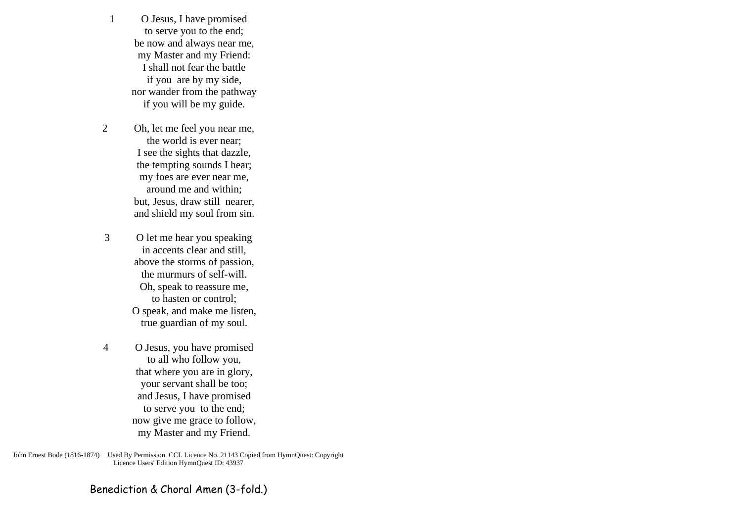1 O Jesus, I have promised  
to serve you to the end;  
be now and always near me,  
my Master and my Friend:  
I shall not fear the battle  
if you are by my side,  
nor wander from the pathway  
if you will be my guide.

2 Oh, let me feel you near me,  
the world is ever near;  
I see the sights that dazzle,  
the tempting sounds I hear;  
my foes are ever near me,  
around me and within;  
but, Jesus, draw still nearer,  
and shield my soul from sin.

3 O let me hear you speaking  
in accents clear and still,  
above the storms of passion,  
the murmurs of self-will.  
Oh, speak to reassure me,  
to hasten or control;  
O speak, and make me listen,  
true guardian of my soul.

4 O Jesus, you have promised  
to all who follow you,  
that where you are in glory,  
your servant shall be too;  
and Jesus, I have promised  
to serve you to the end;  
now give me grace to follow,  
my Master and my Friend.

John Ernest Bode (1816-1874) Used By Permission. CCL Licence No. 21143 Copied from HymnQuest: Copyright Licence Users' Edition HymnQuest ID: 43937

Benediction & Choral Amen (3-fold.)